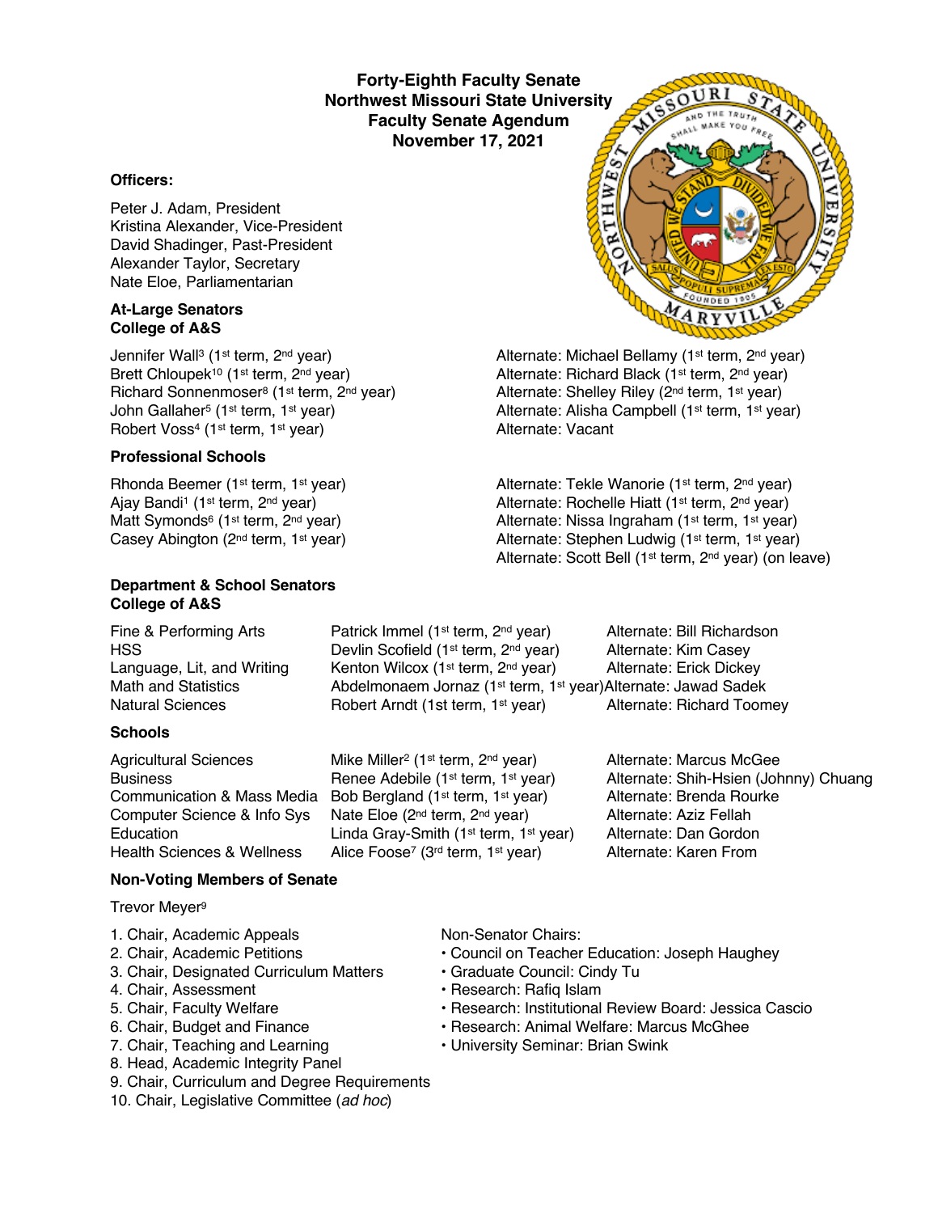# Forty-Eighth Faculty Senate
# Northwest Missouri State University
# Faculty Senate Agendum
# November 17, 2021

### Officers:

Peter J. Adam, President
Kristina Alexander, Vice-President
David Shadinger, Past-President
Alexander Taylor, Secretary
Nate Eloe, Parliamentarian

### At-Large Senators
### College of A&S

| Senator | Alternate |
|---|---|
| Jennifer Wall[3] (1st term, 2nd year) | Alternate: Michael Bellamy (1st term, 2nd year) |
| Brett Chloupek[10] (1st term, 2nd year) | Alternate: Richard Black (1st term, 2nd year) |
| Richard Sonnenmoser[8] (1st term, 2nd year) | Alternate: Shelley Riley (2nd term, 1st year) |
| John Gallaher[5] (1st term, 1st year) | Alternate: Alisha Campbell (1st term, 1st year) |
| Robert Voss[4] (1st term, 1st year) | Alternate: Vacant |

### Professional Schools

| Senator | Alternate |
|---|---|
| Rhonda Beemer (1st term, 1st year) | Alternate: Tekle Wanorie (1st term, 2nd year) |
| Ajay Bandi[1] (1st term, 2nd year) | Alternate: Rochelle Hiatt (1st term, 2nd year) |
| Matt Symonds[6] (1st term, 2nd year) | Alternate: Nissa Ingraham (1st term, 1st year) |
| Casey Abington (2nd term, 1st year) | Alternate: Stephen Ludwig (1st term, 1st year) |
| | Alternate: Scott Bell (1st term, 2nd year) (on leave) |

### Department & School Senators
### College of A&S

| Department | Senator | Alternate |
|---|---|---|
| Fine & Performing Arts | Patrick Immel (1st term, 2nd year) | Alternate: Bill Richardson |
| HSS | Devlin Scofield (1st term, 2nd year) | Alternate: Kim Casey |
| Language, Lit, and Writing | Kenton Wilcox (1st term, 2nd year) | Alternate: Erick Dickey |
| Math and Statistics | Abdelmonaem Jornaz (1st term, 1st year) | Alternate: Jawad Sadek |
| Natural Sciences | Robert Arndt (1st term, 1st year) | Alternate: Richard Toomey |

### Schools

| School | Senator | Alternate |
|---|---|---|
| Agricultural Sciences | Mike Miller[2] (1st term, 2nd year) | Alternate: Marcus McGee |
| Business | Renee Adebile (1st term, 1st year) | Alternate: Shih-Hsien (Johnny) Chuang |
| Communication & Mass Media | Bob Bergland (1st term, 1st year) | Alternate: Brenda Rourke |
| Computer Science & Info Sys | Nate Eloe (2nd term, 2nd year) | Alternate: Aziz Fellah |
| Education | Linda Gray-Smith (1st term, 1st year) | Alternate: Dan Gordon |
| Health Sciences & Wellness | Alice Foose[7] (3rd term, 1st year) | Alternate: Karen From |

### Non-Voting Members of Senate

Trevor Meyer[9]

1. Chair, Academic Appeals
2. Chair, Academic Petitions
3. Chair, Designated Curriculum Matters
4. Chair, Assessment
5. Chair, Faculty Welfare
6. Chair, Budget and Finance
7. Chair, Teaching and Learning
8. Head, Academic Integrity Panel
9. Chair, Curriculum and Degree Requirements
10. Chair, Legislative Committee (*ad hoc*)

Non-Senator Chairs:

- Council on Teacher Education: Joseph Haughey
- Graduate Council: Cindy Tu
- Research: Rafiq Islam
- Research: Institutional Review Board: Jessica Cascio
- Research: Animal Welfare: Marcus McGhee
- University Seminar: Brian Swink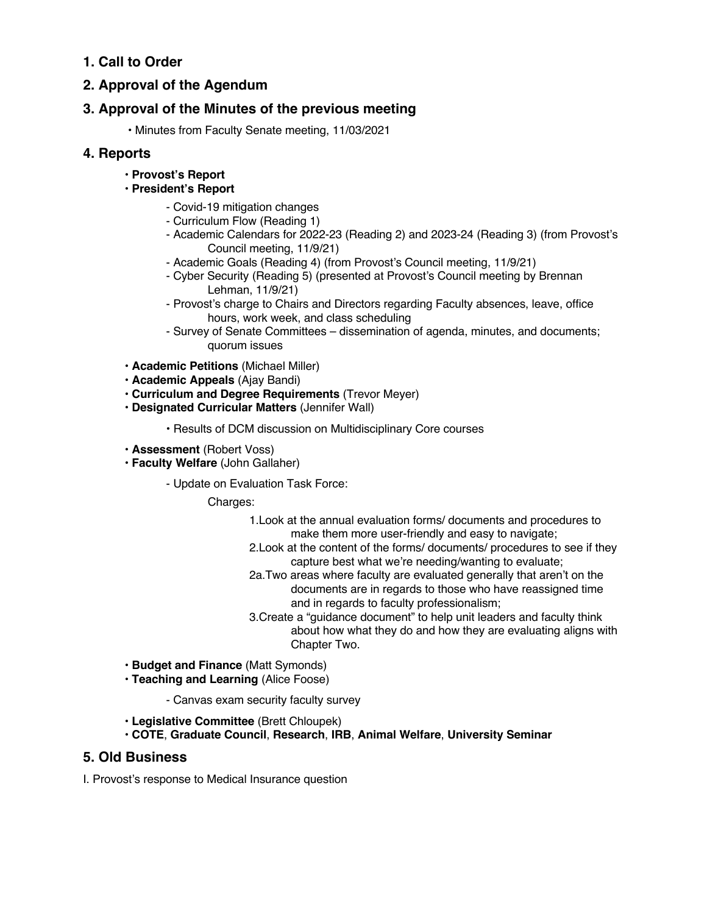## 1. Call to Order

## 2. Approval of the Agendum

## 3. Approval of the Minutes of the previous meeting

- Minutes from Faculty Senate meeting, 11/03/2021

## 4. Reports

- **Provost's Report**
- **President's Report**
  - Covid-19 mitigation changes
  - Curriculum Flow (Reading 1)
  - Academic Calendars for 2022-23 (Reading 2) and 2023-24 (Reading 3) (from Provost's Council meeting, 11/9/21)
  - Academic Goals (Reading 4) (from Provost's Council meeting, 11/9/21)
  - Cyber Security (Reading 5) (presented at Provost's Council meeting by Brennan Lehman, 11/9/21)
  - Provost's charge to Chairs and Directors regarding Faculty absences, leave, office hours, work week, and class scheduling
  - Survey of Senate Committees – dissemination of agenda, minutes, and documents; quorum issues
- **Academic Petitions** (Michael Miller)
- **Academic Appeals** (Ajay Bandi)
- **Curriculum and Degree Requirements** (Trevor Meyer)
- **Designated Curricular Matters** (Jennifer Wall)
  - Results of DCM discussion on Multidisciplinary Core courses
- **Assessment** (Robert Voss)
- **Faculty Welfare** (John Gallaher)
  - Update on Evaluation Task Force:

    Charges:

    1. Look at the annual evaluation forms/ documents and procedures to make them more user-friendly and easy to navigate;
    2. Look at the content of the forms/ documents/ procedures to see if they capture best what we're needing/wanting to evaluate;

       2a. Two areas where faculty are evaluated generally that aren't on the documents are in regards to those who have reassigned time and in regards to faculty professionalism;
    3. Create a "guidance document" to help unit leaders and faculty think about how what they do and how they are evaluating aligns with Chapter Two.
- **Budget and Finance** (Matt Symonds)
- **Teaching and Learning** (Alice Foose)
  - Canvas exam security faculty survey
- **Legislative Committee** (Brett Chloupek)
- **COTE**, **Graduate Council**, **Research**, **IRB**, **Animal Welfare**, **University Seminar**

## 5. Old Business

I. Provost's response to Medical Insurance question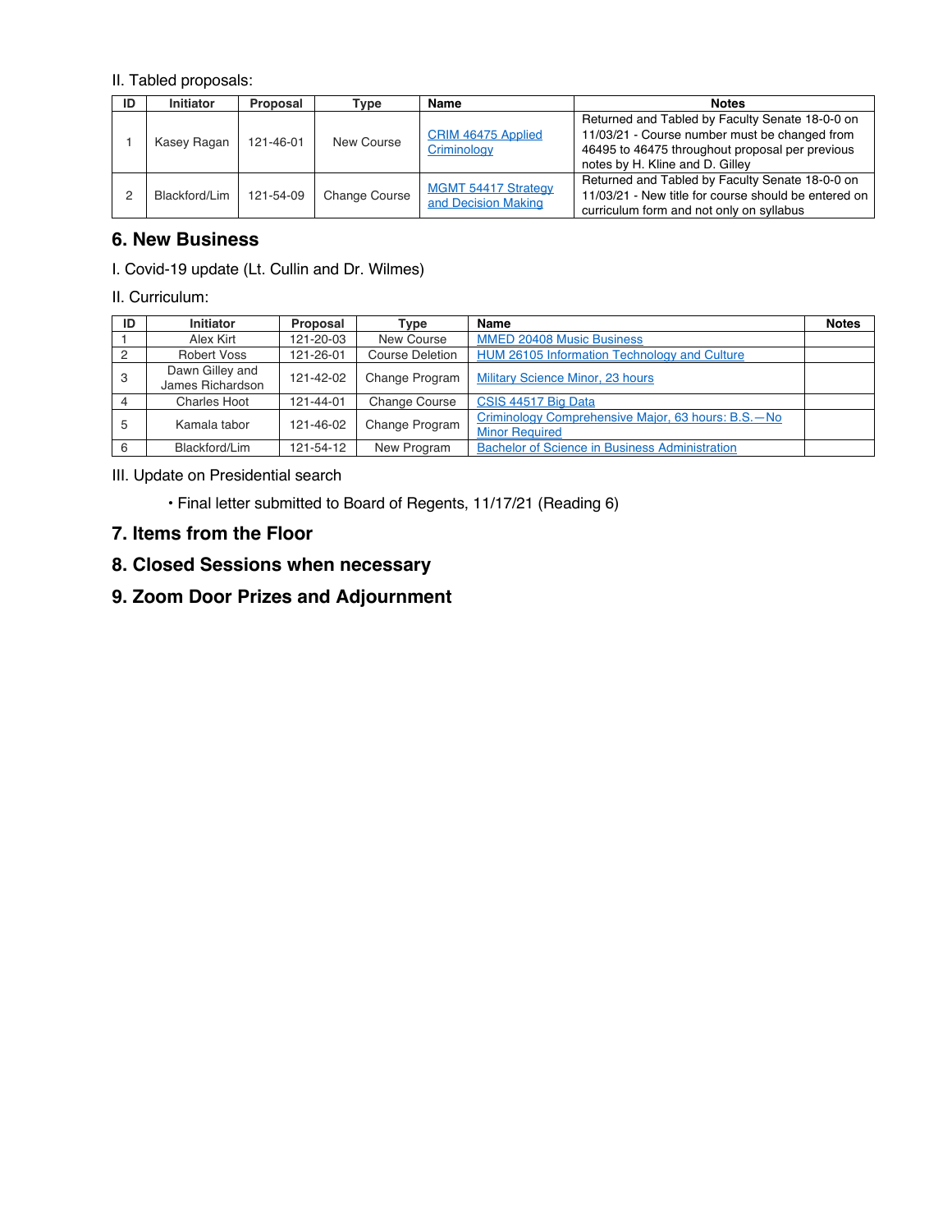II. Tabled proposals:

| ID | Initiator | Proposal | Type | Name | Notes |
|---|---|---|---|---|---|
| 1 | Kasey Ragan | 121-46-01 | New Course | CRIM 46475 Applied Criminology | Returned and Tabled by Faculty Senate 18-0-0 on 11/03/21 - Course number must be changed from 46495 to 46475 throughout proposal per previous notes by H. Kline and D. Gilley |
| 2 | Blackford/Lim | 121-54-09 | Change Course | MGMT 54417 Strategy and Decision Making | Returned and Tabled by Faculty Senate 18-0-0 on 11/03/21 - New title for course should be entered on curriculum form and not only on syllabus |

## 6. New Business

I. Covid-19 update (Lt. Cullin and Dr. Wilmes)

II. Curriculum:

| ID | Initiator | Proposal | Type | Name | Notes |
|---|---|---|---|---|---|
| 1 | Alex Kirt | 121-20-03 | New Course | MMED 20408 Music Business | |
| 2 | Robert Voss | 121-26-01 | Course Deletion | HUM 26105 Information Technology and Culture | |
| 3 | Dawn Gilley and James Richardson | 121-42-02 | Change Program | Military Science Minor, 23 hours | |
| 4 | Charles Hoot | 121-44-01 | Change Course | CSIS 44517 Big Data | |
| 5 | Kamala tabor | 121-46-02 | Change Program | Criminology Comprehensive Major, 63 hours: B.S.—No Minor Required | |
| 6 | Blackford/Lim | 121-54-12 | New Program | Bachelor of Science in Business Administration | |

III. Update on Presidential search

- Final letter submitted to Board of Regents, 11/17/21 (Reading 6)

## 7. Items from the Floor

## 8. Closed Sessions when necessary

## 9. Zoom Door Prizes and Adjournment